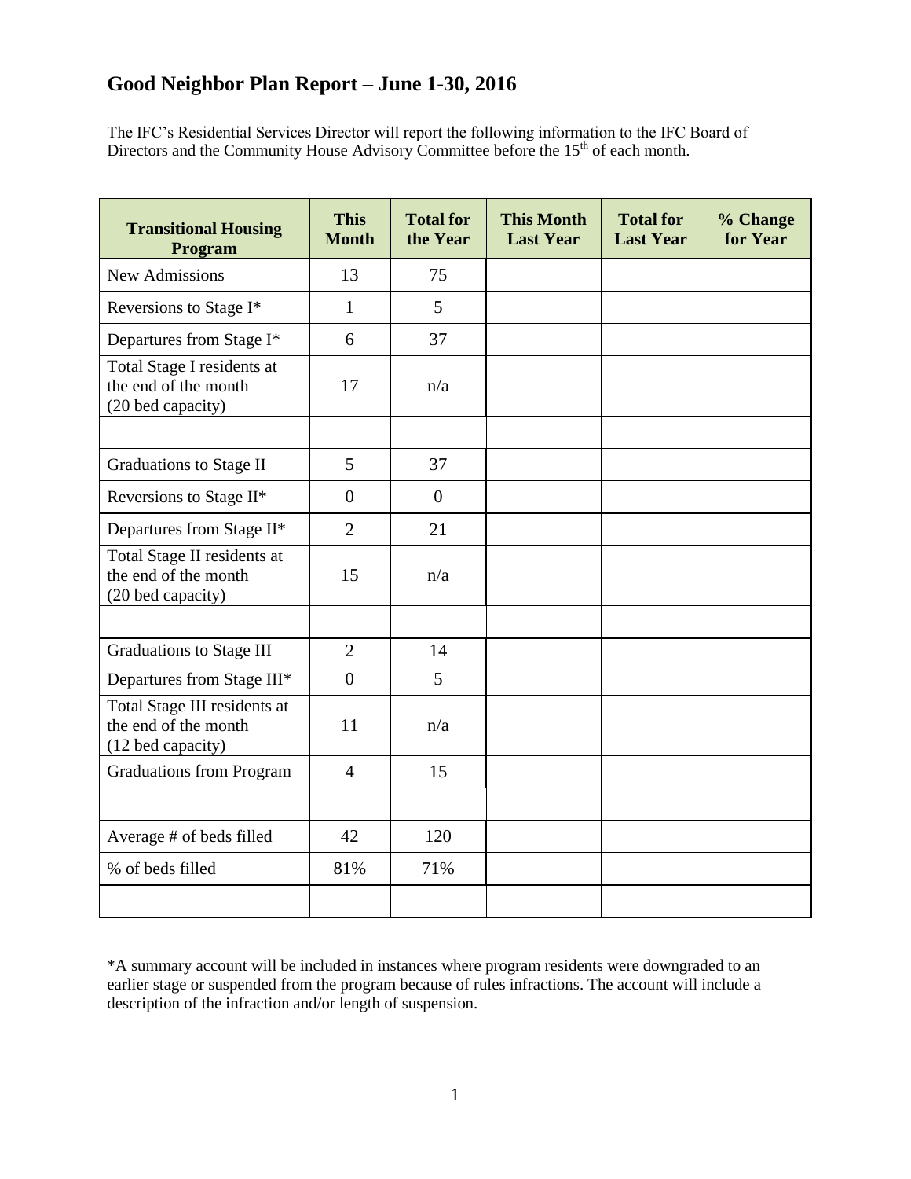# Good Neighbor Plan Report – June 1-30, 2016

The IFC's Residential Services Director will report the following information to the IFC Board of Directors and the Community House Advisory Committee before the 15th of each month.

| Transitional Housing Program | This Month | Total for the Year | This Month Last Year | Total for Last Year | % Change for Year |
|---|---|---|---|---|---|
| New Admissions | 13 | 75 | | | |
| Reversions to Stage I* | 1 | 5 | | | |
| Departures from Stage I* | 6 | 37 | | | |
| Total Stage I residents at the end of the month (20 bed capacity) | 17 | n/a | | | |
| | | | | | |
| Graduations to Stage II | 5 | 37 | | | |
| Reversions to Stage II* | 0 | 0 | | | |
| Departures from Stage II* | 2 | 21 | | | |
| Total Stage II residents at the end of the month (20 bed capacity) | 15 | n/a | | | |
| | | | | | |
| Graduations to Stage III | 2 | 14 | | | |
| Departures from Stage III* | 0 | 5 | | | |
| Total Stage III residents at the end of the month (12 bed capacity) | 11 | n/a | | | |
| Graduations from Program | 4 | 15 | | | |
| | | | | | |
| Average # of beds filled | 42 | 120 | | | |
| % of beds filled | 81% | 71% | | | |
| | | | | | |

*A summary account will be included in instances where program residents were downgraded to an earlier stage or suspended from the program because of rules infractions. The account will include a description of the infraction and/or length of suspension.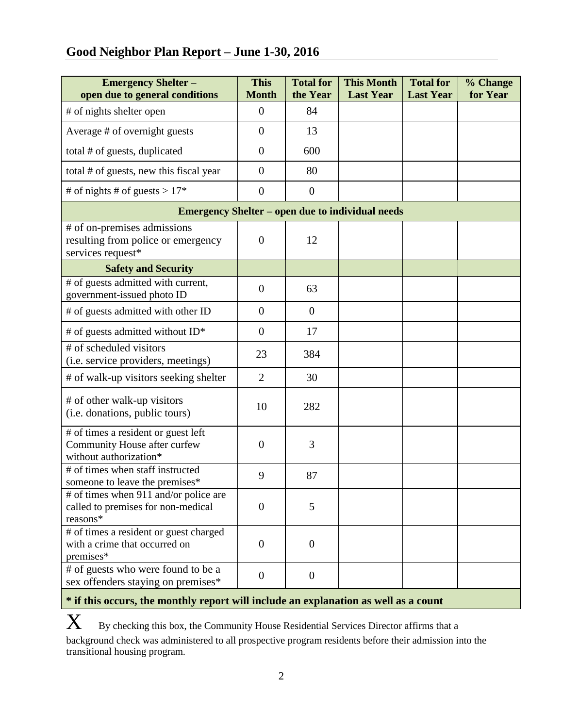## Good Neighbor Plan Report – June 1-30, 2016

| Emergency Shelter – open due to general conditions | This Month | Total for the Year | This Month Last Year | Total for Last Year | % Change for Year |
|---|---|---|---|---|---|
| # of nights shelter open | 0 | 84 | | | |
| Average # of overnight guests | 0 | 13 | | | |
| total # of guests, duplicated | 0 | 600 | | | |
| total # of guests, new this fiscal year | 0 | 80 | | | |
| # of nights # of guests > 17* | 0 | 0 | | | |
| **Emergency Shelter – open due to individual needs** | | | | | |
| # of on-premises admissions resulting from police or emergency services request* | 0 | 12 | | | |
| **Safety and Security** | | | | | |
| # of guests admitted with current, government-issued photo ID | 0 | 63 | | | |
| # of guests admitted with other ID | 0 | 0 | | | |
| # of guests admitted without ID* | 0 | 17 | | | |
| # of scheduled visitors (i.e. service providers, meetings) | 23 | 384 | | | |
| # of walk-up visitors seeking shelter | 2 | 30 | | | |
| # of other walk-up visitors (i.e. donations, public tours) | 10 | 282 | | | |
| # of times a resident or guest left Community House after curfew without authorization* | 0 | 3 | | | |
| # of times when staff instructed someone to leave the premises* | 9 | 87 | | | |
| # of times when 911 and/or police are called to premises for non-medical reasons* | 0 | 5 | | | |
| # of times a resident or guest charged with a crime that occurred on premises* | 0 | 0 | | | |
| # of guests who were found to be a sex offenders staying on premises* | 0 | 0 | | | |

**\* if this occurs, the monthly report will include an explanation as well as a count**

X By checking this box, the Community House Residential Services Director affirms that a background check was administered to all prospective program residents before their admission into the transitional housing program.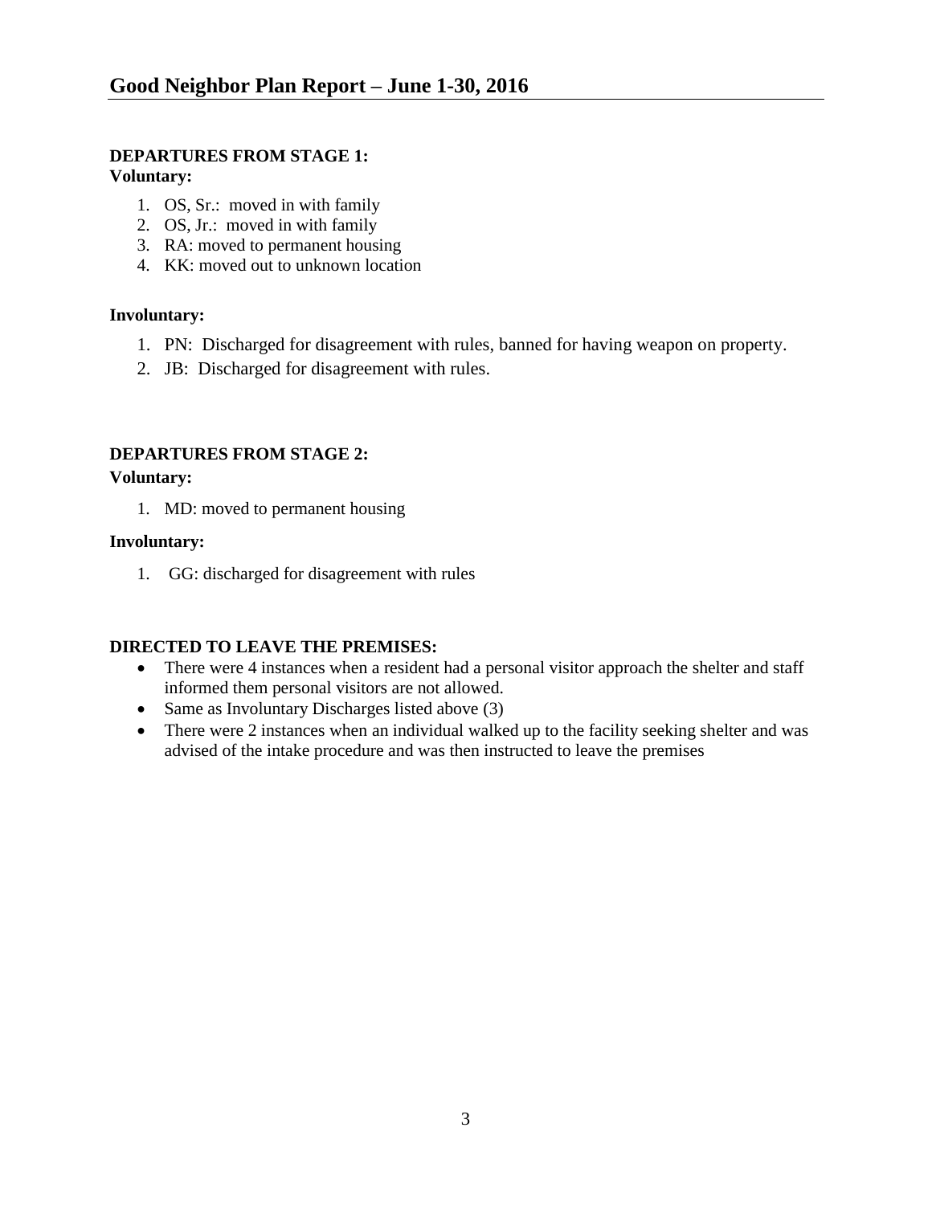# Good Neighbor Plan Report – June 1-30, 2016

**DEPARTURES FROM STAGE 1:**

**Voluntary:**

1. OS, Sr.: moved in with family
2. OS, Jr.: moved in with family
3. RA: moved to permanent housing
4. KK: moved out to unknown location

**Involuntary:**

1. PN: Discharged for disagreement with rules, banned for having weapon on property.
2. JB: Discharged for disagreement with rules.

**DEPARTURES FROM STAGE 2:**

**Voluntary:**

1. MD: moved to permanent housing

**Involuntary:**

1. GG: discharged for disagreement with rules

**DIRECTED TO LEAVE THE PREMISES:**

- There were 4 instances when a resident had a personal visitor approach the shelter and staff informed them personal visitors are not allowed.
- Same as Involuntary Discharges listed above (3)
- There were 2 instances when an individual walked up to the facility seeking shelter and was advised of the intake procedure and was then instructed to leave the premises